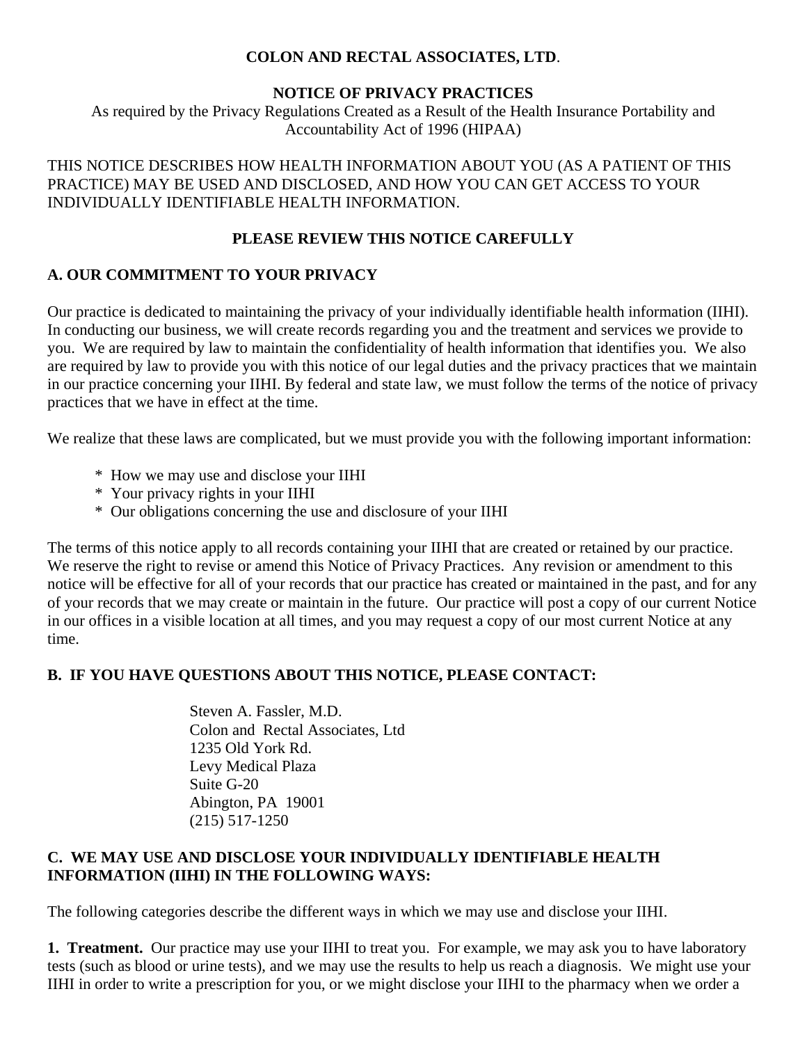# COLON AND RECTAL ASSOCIATES, LTD.

## NOTICE OF PRIVACY PRACTICES

As required by the Privacy Regulations Created as a Result of the Health Insurance Portability and Accountability Act of 1996 (HIPAA)

THIS NOTICE DESCRIBES HOW HEALTH INFORMATION ABOUT YOU (AS A PATIENT OF THIS PRACTICE) MAY BE USED AND DISCLOSED, AND HOW YOU CAN GET ACCESS TO YOUR INDIVIDUALLY IDENTIFIABLE HEALTH INFORMATION.

**PLEASE REVIEW THIS NOTICE CAREFULLY**

### A. OUR COMMITMENT TO YOUR PRIVACY

Our practice is dedicated to maintaining the privacy of your individually identifiable health information (IIHI). In conducting our business, we will create records regarding you and the treatment and services we provide to you. We are required by law to maintain the confidentiality of health information that identifies you. We also are required by law to provide you with this notice of our legal duties and the privacy practices that we maintain in our practice concerning your IIHI. By federal and state law, we must follow the terms of the notice of privacy practices that we have in effect at the time.

We realize that these laws are complicated, but we must provide you with the following important information:

* How we may use and disclose your IIHI
* Your privacy rights in your IIHI
* Our obligations concerning the use and disclosure of your IIHI

The terms of this notice apply to all records containing your IIHI that are created or retained by our practice. We reserve the right to revise or amend this Notice of Privacy Practices. Any revision or amendment to this notice will be effective for all of your records that our practice has created or maintained in the past, and for any of your records that we may create or maintain in the future. Our practice will post a copy of our current Notice in our offices in a visible location at all times, and you may request a copy of our most current Notice at any time.

### B. IF YOU HAVE QUESTIONS ABOUT THIS NOTICE, PLEASE CONTACT:

Steven A. Fassler, M.D.
Colon and Rectal Associates, Ltd
1235 Old York Rd.
Levy Medical Plaza
Suite G-20
Abington, PA 19001
(215) 517-1250

### C. WE MAY USE AND DISCLOSE YOUR INDIVIDUALLY IDENTIFIABLE HEALTH INFORMATION (IIHI) IN THE FOLLOWING WAYS:

The following categories describe the different ways in which we may use and disclose your IIHI.

**1. Treatment.** Our practice may use your IIHI to treat you. For example, we may ask you to have laboratory tests (such as blood or urine tests), and we may use the results to help us reach a diagnosis. We might use your IIHI in order to write a prescription for you, or we might disclose your IIHI to the pharmacy when we order a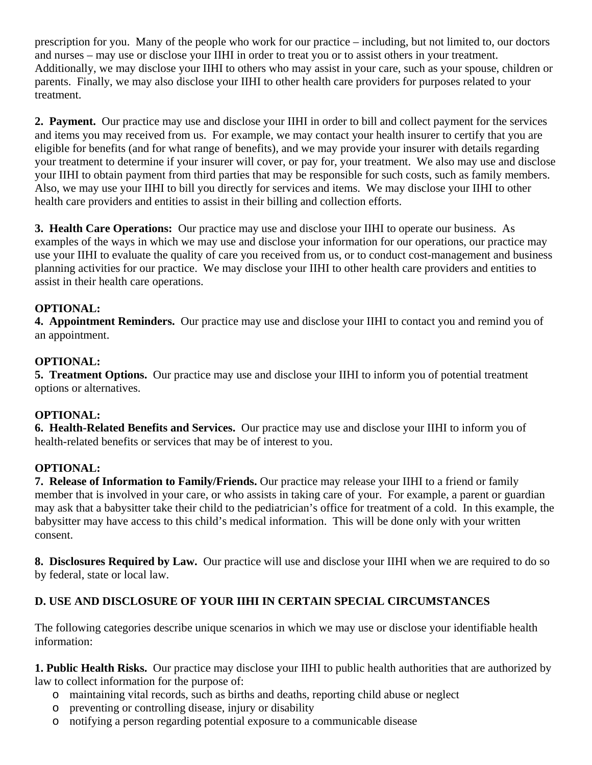prescription for you. Many of the people who work for our practice – including, but not limited to, our doctors and nurses – may use or disclose your IIHI in order to treat you or to assist others in your treatment. Additionally, we may disclose your IIHI to others who may assist in your care, such as your spouse, children or parents. Finally, we may also disclose your IIHI to other health care providers for purposes related to your treatment.

**2. Payment.** Our practice may use and disclose your IIHI in order to bill and collect payment for the services and items you may received from us. For example, we may contact your health insurer to certify that you are eligible for benefits (and for what range of benefits), and we may provide your insurer with details regarding your treatment to determine if your insurer will cover, or pay for, your treatment. We also may use and disclose your IIHI to obtain payment from third parties that may be responsible for such costs, such as family members. Also, we may use your IIHI to bill you directly for services and items. We may disclose your IIHI to other health care providers and entities to assist in their billing and collection efforts.

**3. Health Care Operations:** Our practice may use and disclose your IIHI to operate our business. As examples of the ways in which we may use and disclose your information for our operations, our practice may use your IIHI to evaluate the quality of care you received from us, or to conduct cost-management and business planning activities for our practice. We may disclose your IIHI to other health care providers and entities to assist in their health care operations.

**OPTIONAL:**
**4. Appointment Reminders.** Our practice may use and disclose your IIHI to contact you and remind you of an appointment.

**OPTIONAL:**
**5. Treatment Options.** Our practice may use and disclose your IIHI to inform you of potential treatment options or alternatives.

**OPTIONAL:**
**6. Health-Related Benefits and Services.** Our practice may use and disclose your IIHI to inform you of health-related benefits or services that may be of interest to you.

**OPTIONAL:**
**7. Release of Information to Family/Friends.** Our practice may release your IIHI to a friend or family member that is involved in your care, or who assists in taking care of your. For example, a parent or guardian may ask that a babysitter take their child to the pediatrician's office for treatment of a cold. In this example, the babysitter may have access to this child's medical information. This will be done only with your written consent.

**8. Disclosures Required by Law.** Our practice will use and disclose your IIHI when we are required to do so by federal, state or local law.

## D. USE AND DISCLOSURE OF YOUR IIHI IN CERTAIN SPECIAL CIRCUMSTANCES

The following categories describe unique scenarios in which we may use or disclose your identifiable health information:

**1. Public Health Risks.** Our practice may disclose your IIHI to public health authorities that are authorized by law to collect information for the purpose of:

- maintaining vital records, such as births and deaths, reporting child abuse or neglect
- preventing or controlling disease, injury or disability
- notifying a person regarding potential exposure to a communicable disease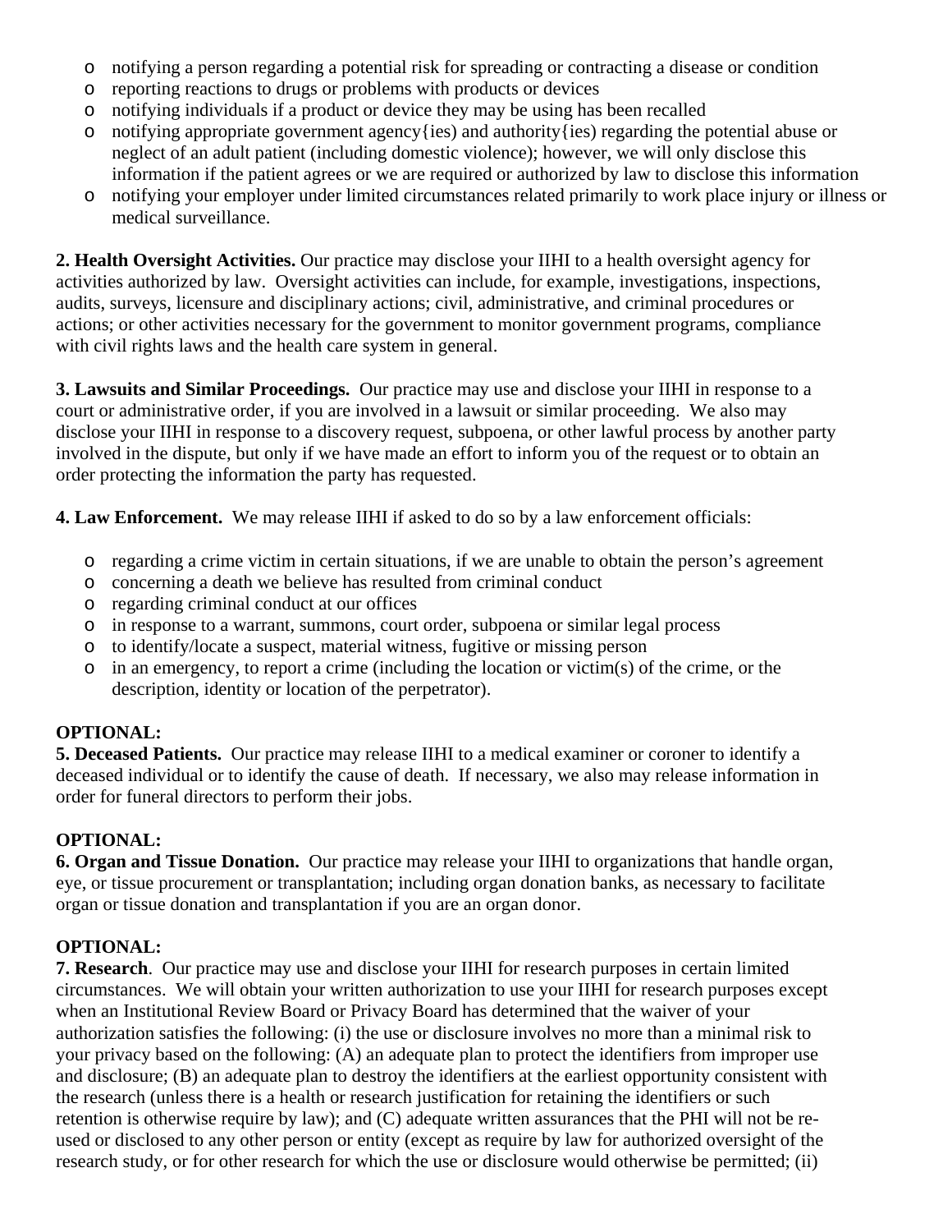- notifying a person regarding a potential risk for spreading or contracting a disease or condition
- reporting reactions to drugs or problems with products or devices
- notifying individuals if a product or device they may be using has been recalled
- notifying appropriate government agency{ies) and authority{ies) regarding the potential abuse or neglect of an adult patient (including domestic violence); however, we will only disclose this information if the patient agrees or we are required or authorized by law to disclose this information
- notifying your employer under limited circumstances related primarily to work place injury or illness or medical surveillance.

**2. Health Oversight Activities.** Our practice may disclose your IIHI to a health oversight agency for activities authorized by law. Oversight activities can include, for example, investigations, inspections, audits, surveys, licensure and disciplinary actions; civil, administrative, and criminal procedures or actions; or other activities necessary for the government to monitor government programs, compliance with civil rights laws and the health care system in general.

**3. Lawsuits and Similar Proceedings.** Our practice may use and disclose your IIHI in response to a court or administrative order, if you are involved in a lawsuit or similar proceeding. We also may disclose your IIHI in response to a discovery request, subpoena, or other lawful process by another party involved in the dispute, but only if we have made an effort to inform you of the request or to obtain an order protecting the information the party has requested.

**4. Law Enforcement.** We may release IIHI if asked to do so by a law enforcement officials:

- regarding a crime victim in certain situations, if we are unable to obtain the person's agreement
- concerning a death we believe has resulted from criminal conduct
- regarding criminal conduct at our offices
- in response to a warrant, summons, court order, subpoena or similar legal process
- to identify/locate a suspect, material witness, fugitive or missing person
- in an emergency, to report a crime (including the location or victim(s) of the crime, or the description, identity or location of the perpetrator).

**OPTIONAL:**
**5. Deceased Patients.** Our practice may release IIHI to a medical examiner or coroner to identify a deceased individual or to identify the cause of death. If necessary, we also may release information in order for funeral directors to perform their jobs.

**OPTIONAL:**
**6. Organ and Tissue Donation.** Our practice may release your IIHI to organizations that handle organ, eye, or tissue procurement or transplantation; including organ donation banks, as necessary to facilitate organ or tissue donation and transplantation if you are an organ donor.

**OPTIONAL:**
**7. Research**. Our practice may use and disclose your IIHI for research purposes in certain limited circumstances. We will obtain your written authorization to use your IIHI for research purposes except when an Institutional Review Board or Privacy Board has determined that the waiver of your authorization satisfies the following: (i) the use or disclosure involves no more than a minimal risk to your privacy based on the following: (A) an adequate plan to protect the identifiers from improper use and disclosure; (B) an adequate plan to destroy the identifiers at the earliest opportunity consistent with the research (unless there is a health or research justification for retaining the identifiers or such retention is otherwise require by law); and (C) adequate written assurances that the PHI will not be re-used or disclosed to any other person or entity (except as require by law for authorized oversight of the research study, or for other research for which the use or disclosure would otherwise be permitted; (ii)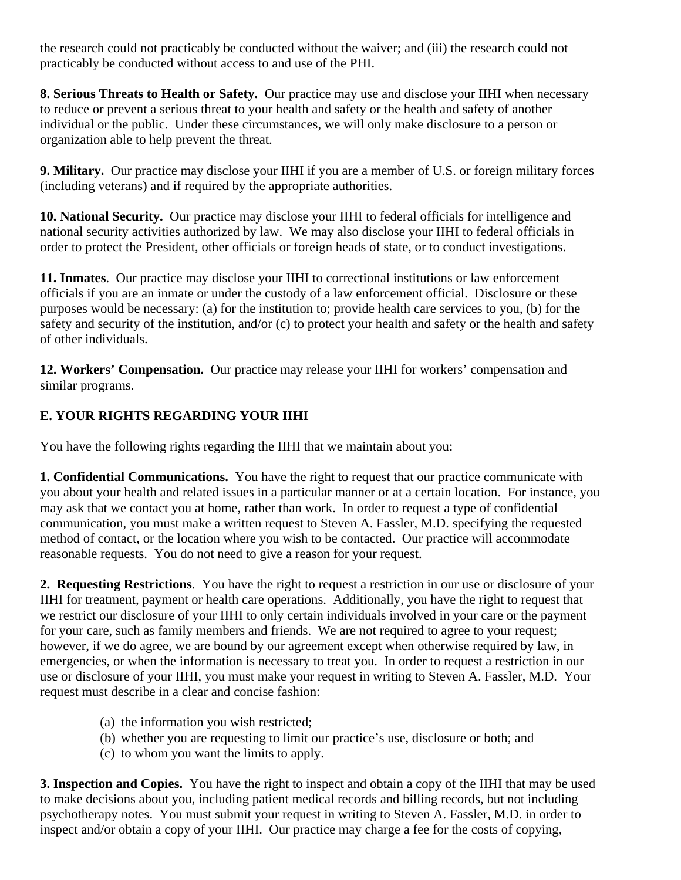the research could not practicably be conducted without the waiver; and (iii) the research could not practicably be conducted without access to and use of the PHI.

**8. Serious Threats to Health or Safety.** Our practice may use and disclose your IIHI when necessary to reduce or prevent a serious threat to your health and safety or the health and safety of another individual or the public. Under these circumstances, we will only make disclosure to a person or organization able to help prevent the threat.

**9. Military.** Our practice may disclose your IIHI if you are a member of U.S. or foreign military forces (including veterans) and if required by the appropriate authorities.

**10. National Security.** Our practice may disclose your IIHI to federal officials for intelligence and national security activities authorized by law. We may also disclose your IIHI to federal officials in order to protect the President, other officials or foreign heads of state, or to conduct investigations.

**11. Inmates**. Our practice may disclose your IIHI to correctional institutions or law enforcement officials if you are an inmate or under the custody of a law enforcement official. Disclosure or these purposes would be necessary: (a) for the institution to; provide health care services to you, (b) for the safety and security of the institution, and/or (c) to protect your health and safety or the health and safety of other individuals.

**12. Workers' Compensation.** Our practice may release your IIHI for workers' compensation and similar programs.

## E. YOUR RIGHTS REGARDING YOUR IIHI

You have the following rights regarding the IIHI that we maintain about you:

**1. Confidential Communications.** You have the right to request that our practice communicate with you about your health and related issues in a particular manner or at a certain location. For instance, you may ask that we contact you at home, rather than work. In order to request a type of confidential communication, you must make a written request to Steven A. Fassler, M.D. specifying the requested method of contact, or the location where you wish to be contacted. Our practice will accommodate reasonable requests. You do not need to give a reason for your request.

**2. Requesting Restrictions**. You have the right to request a restriction in our use or disclosure of your IIHI for treatment, payment or health care operations. Additionally, you have the right to request that we restrict our disclosure of your IIHI to only certain individuals involved in your care or the payment for your care, such as family members and friends. We are not required to agree to your request; however, if we do agree, we are bound by our agreement except when otherwise required by law, in emergencies, or when the information is necessary to treat you. In order to request a restriction in our use or disclosure of your IIHI, you must make your request in writing to Steven A. Fassler, M.D. Your request must describe in a clear and concise fashion:

(a) the information you wish restricted;
(b) whether you are requesting to limit our practice's use, disclosure or both; and
(c) to whom you want the limits to apply.

**3. Inspection and Copies.** You have the right to inspect and obtain a copy of the IIHI that may be used to make decisions about you, including patient medical records and billing records, but not including psychotherapy notes. You must submit your request in writing to Steven A. Fassler, M.D. in order to inspect and/or obtain a copy of your IIHI. Our practice may charge a fee for the costs of copying,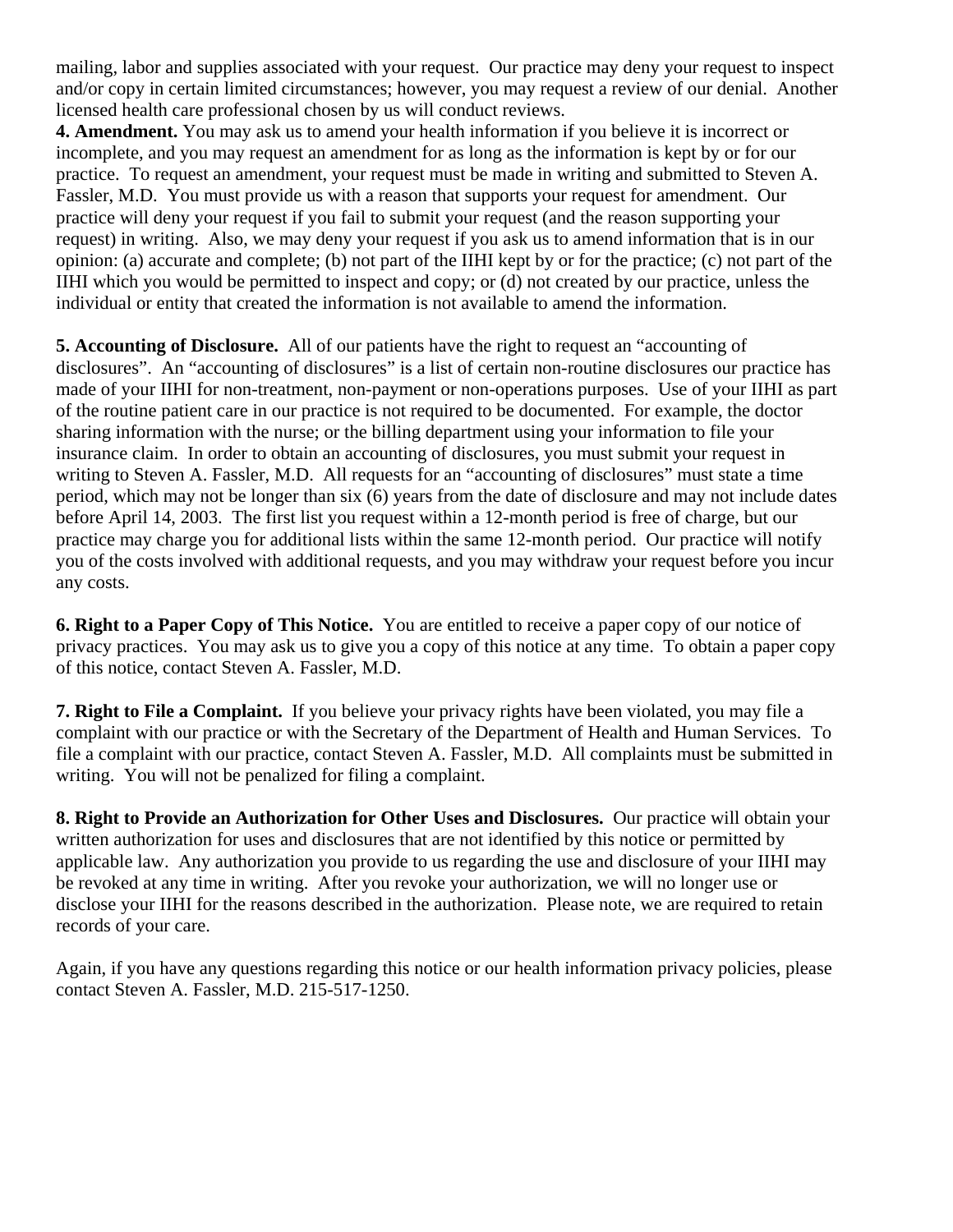mailing, labor and supplies associated with your request. Our practice may deny your request to inspect and/or copy in certain limited circumstances; however, you may request a review of our denial. Another licensed health care professional chosen by us will conduct reviews.

**4. Amendment.** You may ask us to amend your health information if you believe it is incorrect or incomplete, and you may request an amendment for as long as the information is kept by or for our practice. To request an amendment, your request must be made in writing and submitted to Steven A. Fassler, M.D. You must provide us with a reason that supports your request for amendment. Our practice will deny your request if you fail to submit your request (and the reason supporting your request) in writing. Also, we may deny your request if you ask us to amend information that is in our opinion: (a) accurate and complete; (b) not part of the IIHI kept by or for the practice; (c) not part of the IIHI which you would be permitted to inspect and copy; or (d) not created by our practice, unless the individual or entity that created the information is not available to amend the information.

**5. Accounting of Disclosure.** All of our patients have the right to request an "accounting of disclosures". An "accounting of disclosures" is a list of certain non-routine disclosures our practice has made of your IIHI for non-treatment, non-payment or non-operations purposes. Use of your IIHI as part of the routine patient care in our practice is not required to be documented. For example, the doctor sharing information with the nurse; or the billing department using your information to file your insurance claim. In order to obtain an accounting of disclosures, you must submit your request in writing to Steven A. Fassler, M.D. All requests for an "accounting of disclosures" must state a time period, which may not be longer than six (6) years from the date of disclosure and may not include dates before April 14, 2003. The first list you request within a 12-month period is free of charge, but our practice may charge you for additional lists within the same 12-month period. Our practice will notify you of the costs involved with additional requests, and you may withdraw your request before you incur any costs.

**6. Right to a Paper Copy of This Notice.** You are entitled to receive a paper copy of our notice of privacy practices. You may ask us to give you a copy of this notice at any time. To obtain a paper copy of this notice, contact Steven A. Fassler, M.D.

**7. Right to File a Complaint.** If you believe your privacy rights have been violated, you may file a complaint with our practice or with the Secretary of the Department of Health and Human Services. To file a complaint with our practice, contact Steven A. Fassler, M.D. All complaints must be submitted in writing. You will not be penalized for filing a complaint.

**8. Right to Provide an Authorization for Other Uses and Disclosures.** Our practice will obtain your written authorization for uses and disclosures that are not identified by this notice or permitted by applicable law. Any authorization you provide to us regarding the use and disclosure of your IIHI may be revoked at any time in writing. After you revoke your authorization, we will no longer use or disclose your IIHI for the reasons described in the authorization. Please note, we are required to retain records of your care.

Again, if you have any questions regarding this notice or our health information privacy policies, please contact Steven A. Fassler, M.D. 215-517-1250.